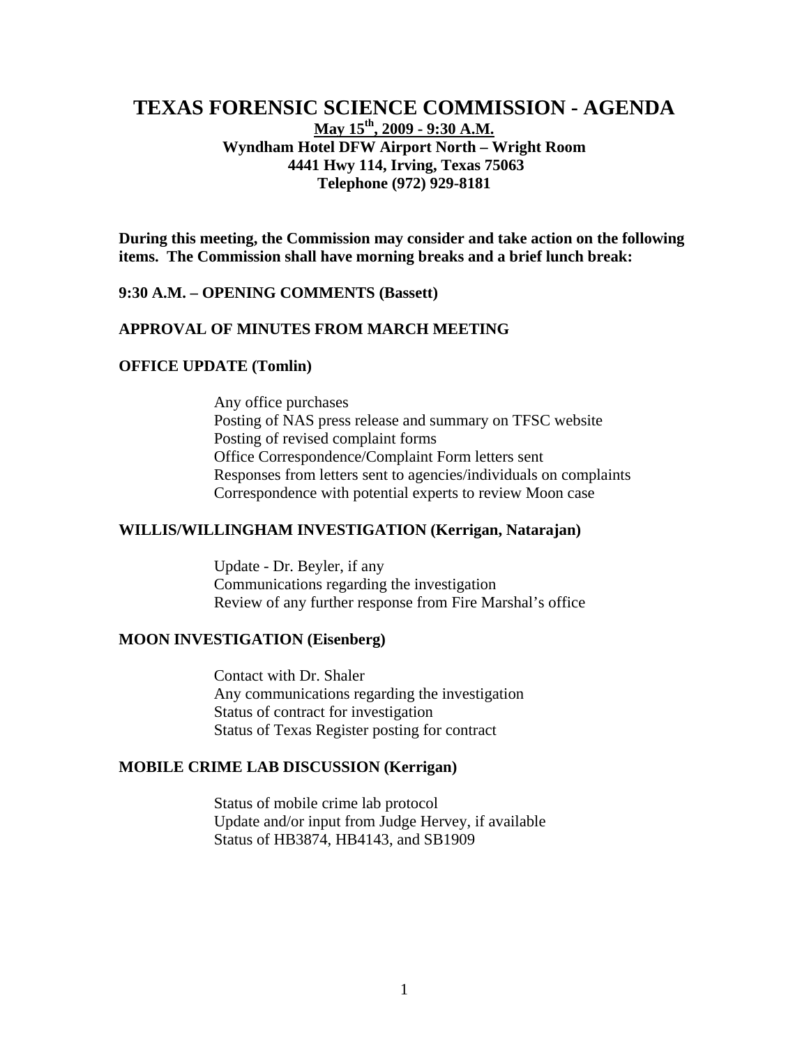# TEXAS FORENSIC SCIENCE COMMISSION - AGENDA

**May 15th, 2009 - 9:30 A.M.**
**Wyndham Hotel DFW Airport North – Wright Room**
**4441 Hwy 114, Irving, Texas 75063**
**Telephone (972) 929-8181**

**During this meeting, the Commission may consider and take action on the following items. The Commission shall have morning breaks and a brief lunch break:**

**9:30 A.M. – OPENING COMMENTS (Bassett)**

**APPROVAL OF MINUTES FROM MARCH MEETING**

**OFFICE UPDATE (Tomlin)**

- Any office purchases
- Posting of NAS press release and summary on TFSC website
- Posting of revised complaint forms
- Office Correspondence/Complaint Form letters sent
- Responses from letters sent to agencies/individuals on complaints
- Correspondence with potential experts to review Moon case

**WILLIS/WILLINGHAM INVESTIGATION (Kerrigan, Natarajan)**

- Update - Dr. Beyler, if any
- Communications regarding the investigation
- Review of any further response from Fire Marshal's office

**MOON INVESTIGATION (Eisenberg)**

- Contact with Dr. Shaler
- Any communications regarding the investigation
- Status of contract for investigation
- Status of Texas Register posting for contract

**MOBILE CRIME LAB DISCUSSION (Kerrigan)**

- Status of mobile crime lab protocol
- Update and/or input from Judge Hervey, if available
- Status of HB3874, HB4143, and SB1909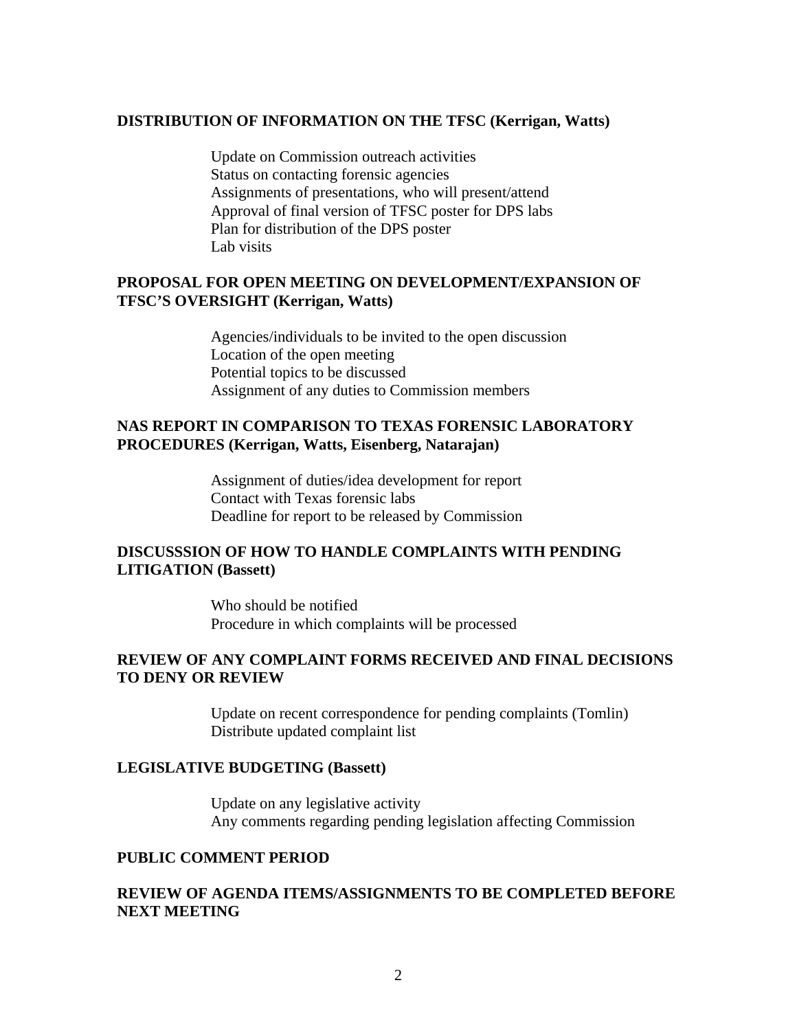**DISTRIBUTION OF INFORMATION ON THE TFSC (Kerrigan, Watts)**

Update on Commission outreach activities
Status on contacting forensic agencies
Assignments of presentations, who will present/attend
Approval of final version of TFSC poster for DPS labs
Plan for distribution of the DPS poster
Lab visits

**PROPOSAL FOR OPEN MEETING ON DEVELOPMENT/EXPANSION OF TFSC'S OVERSIGHT (Kerrigan, Watts)**

Agencies/individuals to be invited to the open discussion
Location of the open meeting
Potential topics to be discussed
Assignment of any duties to Commission members

**NAS REPORT IN COMPARISON TO TEXAS FORENSIC LABORATORY PROCEDURES (Kerrigan, Watts, Eisenberg, Natarajan)**

Assignment of duties/idea development for report
Contact with Texas forensic labs
Deadline for report to be released by Commission

**DISCUSSSION OF HOW TO HANDLE COMPLAINTS WITH PENDING LITIGATION (Bassett)**

Who should be notified
Procedure in which complaints will be processed

**REVIEW OF ANY COMPLAINT FORMS RECEIVED AND FINAL DECISIONS TO DENY OR REVIEW**

Update on recent correspondence for pending complaints (Tomlin)
Distribute updated complaint list

**LEGISLATIVE BUDGETING (Bassett)**

Update on any legislative activity
Any comments regarding pending legislation affecting Commission

**PUBLIC COMMENT PERIOD**

**REVIEW OF AGENDA ITEMS/ASSIGNMENTS TO BE COMPLETED BEFORE NEXT MEETING**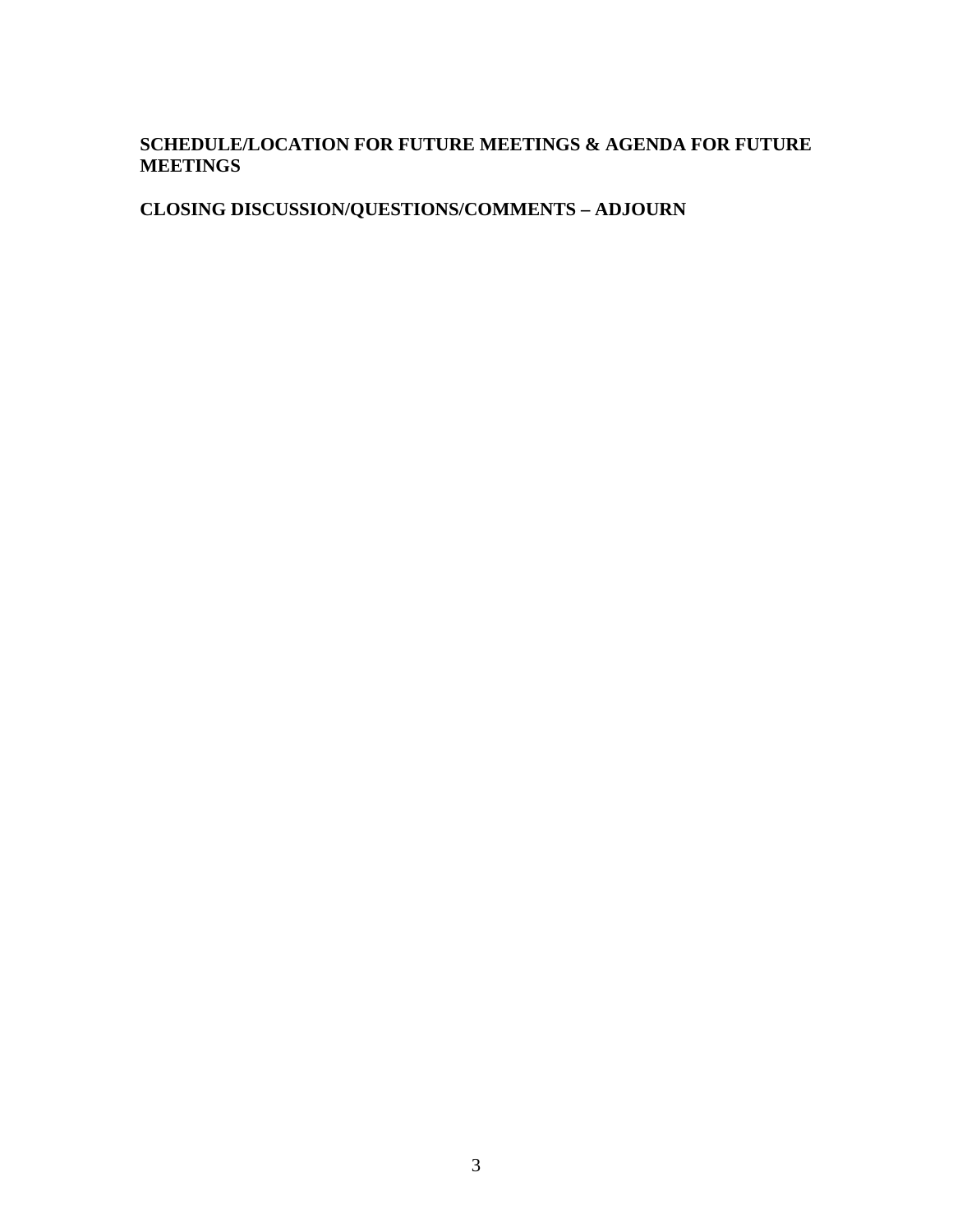**SCHEDULE/LOCATION FOR FUTURE MEETINGS & AGENDA FOR FUTURE MEETINGS**

**CLOSING DISCUSSION/QUESTIONS/COMMENTS – ADJOURN**